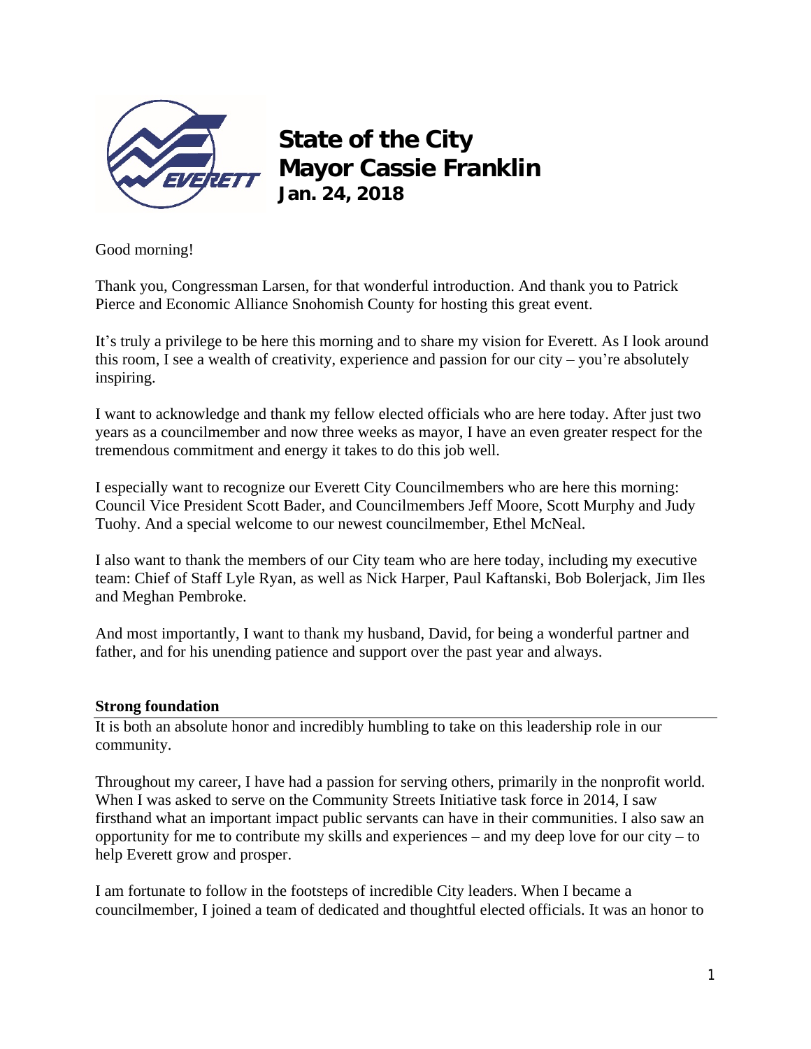# State of the City
## Mayor Cassie Franklin
### Jan. 24, 2018

Good morning!

Thank you, Congressman Larsen, for that wonderful introduction. And thank you to Patrick Pierce and Economic Alliance Snohomish County for hosting this great event.

It's truly a privilege to be here this morning and to share my vision for Everett. As I look around this room, I see a wealth of creativity, experience and passion for our city – you're absolutely inspiring.

I want to acknowledge and thank my fellow elected officials who are here today. After just two years as a councilmember and now three weeks as mayor, I have an even greater respect for the tremendous commitment and energy it takes to do this job well.

I especially want to recognize our Everett City Councilmembers who are here this morning: Council Vice President Scott Bader, and Councilmembers Jeff Moore, Scott Murphy and Judy Tuohy. And a special welcome to our newest councilmember, Ethel McNeal.

I also want to thank the members of our City team who are here today, including my executive team: Chief of Staff Lyle Ryan, as well as Nick Harper, Paul Kaftanski, Bob Bolerjack, Jim Iles and Meghan Pembroke.

And most importantly, I want to thank my husband, David, for being a wonderful partner and father, and for his unending patience and support over the past year and always.

**Strong foundation**

It is both an absolute honor and incredibly humbling to take on this leadership role in our community.

Throughout my career, I have had a passion for serving others, primarily in the nonprofit world. When I was asked to serve on the Community Streets Initiative task force in 2014, I saw firsthand what an important impact public servants can have in their communities. I also saw an opportunity for me to contribute my skills and experiences – and my deep love for our city – to help Everett grow and prosper.

I am fortunate to follow in the footsteps of incredible City leaders. When I became a councilmember, I joined a team of dedicated and thoughtful elected officials. It was an honor to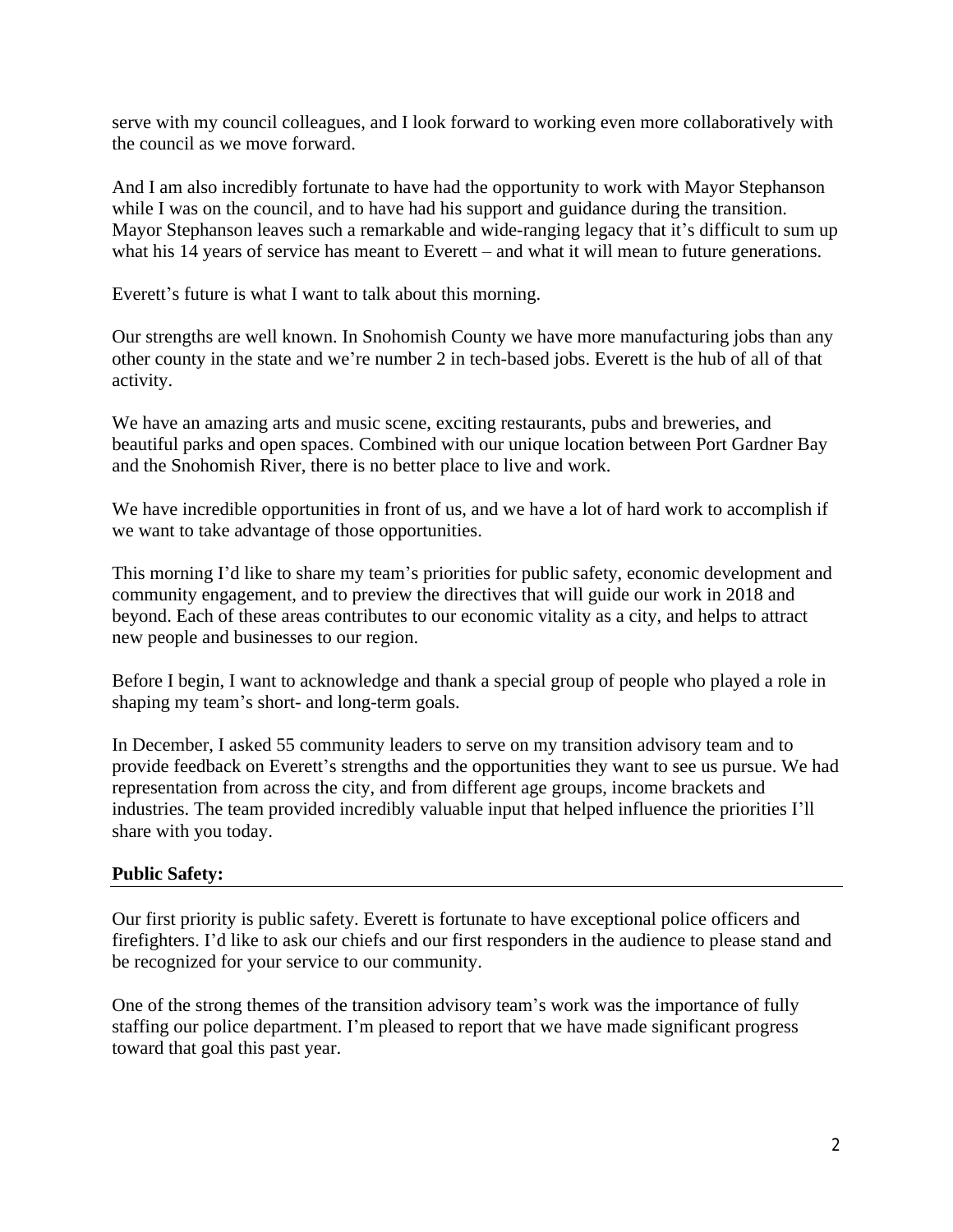serve with my council colleagues, and I look forward to working even more collaboratively with the council as we move forward.

And I am also incredibly fortunate to have had the opportunity to work with Mayor Stephanson while I was on the council, and to have had his support and guidance during the transition. Mayor Stephanson leaves such a remarkable and wide-ranging legacy that it's difficult to sum up what his 14 years of service has meant to Everett – and what it will mean to future generations.

Everett's future is what I want to talk about this morning.

Our strengths are well known. In Snohomish County we have more manufacturing jobs than any other county in the state and we're number 2 in tech-based jobs. Everett is the hub of all of that activity.

We have an amazing arts and music scene, exciting restaurants, pubs and breweries, and beautiful parks and open spaces. Combined with our unique location between Port Gardner Bay and the Snohomish River, there is no better place to live and work.

We have incredible opportunities in front of us, and we have a lot of hard work to accomplish if we want to take advantage of those opportunities.

This morning I'd like to share my team's priorities for public safety, economic development and community engagement, and to preview the directives that will guide our work in 2018 and beyond. Each of these areas contributes to our economic vitality as a city, and helps to attract new people and businesses to our region.

Before I begin, I want to acknowledge and thank a special group of people who played a role in shaping my team's short- and long-term goals.

In December, I asked 55 community leaders to serve on my transition advisory team and to provide feedback on Everett's strengths and the opportunities they want to see us pursue. We had representation from across the city, and from different age groups, income brackets and industries. The team provided incredibly valuable input that helped influence the priorities I'll share with you today.

## Public Safety:

Our first priority is public safety. Everett is fortunate to have exceptional police officers and firefighters. I'd like to ask our chiefs and our first responders in the audience to please stand and be recognized for your service to our community.

One of the strong themes of the transition advisory team's work was the importance of fully staffing our police department. I'm pleased to report that we have made significant progress toward that goal this past year.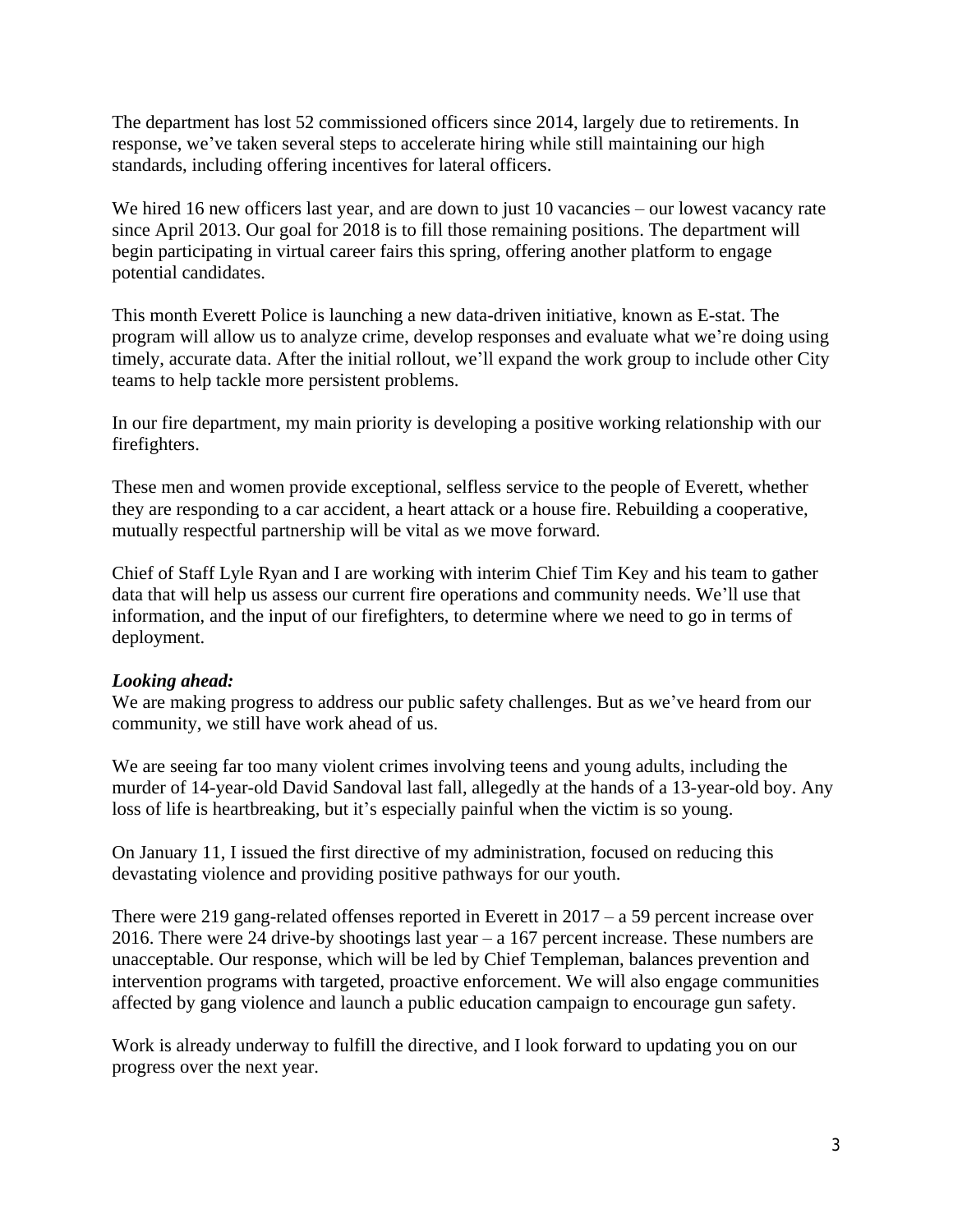The department has lost 52 commissioned officers since 2014, largely due to retirements. In response, we've taken several steps to accelerate hiring while still maintaining our high standards, including offering incentives for lateral officers.

We hired 16 new officers last year, and are down to just 10 vacancies – our lowest vacancy rate since April 2013. Our goal for 2018 is to fill those remaining positions. The department will begin participating in virtual career fairs this spring, offering another platform to engage potential candidates.

This month Everett Police is launching a new data-driven initiative, known as E-stat. The program will allow us to analyze crime, develop responses and evaluate what we're doing using timely, accurate data. After the initial rollout, we'll expand the work group to include other City teams to help tackle more persistent problems.

In our fire department, my main priority is developing a positive working relationship with our firefighters.

These men and women provide exceptional, selfless service to the people of Everett, whether they are responding to a car accident, a heart attack or a house fire. Rebuilding a cooperative, mutually respectful partnership will be vital as we move forward.

Chief of Staff Lyle Ryan and I are working with interim Chief Tim Key and his team to gather data that will help us assess our current fire operations and community needs. We'll use that information, and the input of our firefighters, to determine where we need to go in terms of deployment.

***Looking ahead:***

We are making progress to address our public safety challenges. But as we've heard from our community, we still have work ahead of us.

We are seeing far too many violent crimes involving teens and young adults, including the murder of 14-year-old David Sandoval last fall, allegedly at the hands of a 13-year-old boy. Any loss of life is heartbreaking, but it's especially painful when the victim is so young.

On January 11, I issued the first directive of my administration, focused on reducing this devastating violence and providing positive pathways for our youth.

There were 219 gang-related offenses reported in Everett in 2017 – a 59 percent increase over 2016. There were 24 drive-by shootings last year – a 167 percent increase. These numbers are unacceptable. Our response, which will be led by Chief Templeman, balances prevention and intervention programs with targeted, proactive enforcement. We will also engage communities affected by gang violence and launch a public education campaign to encourage gun safety.

Work is already underway to fulfill the directive, and I look forward to updating you on our progress over the next year.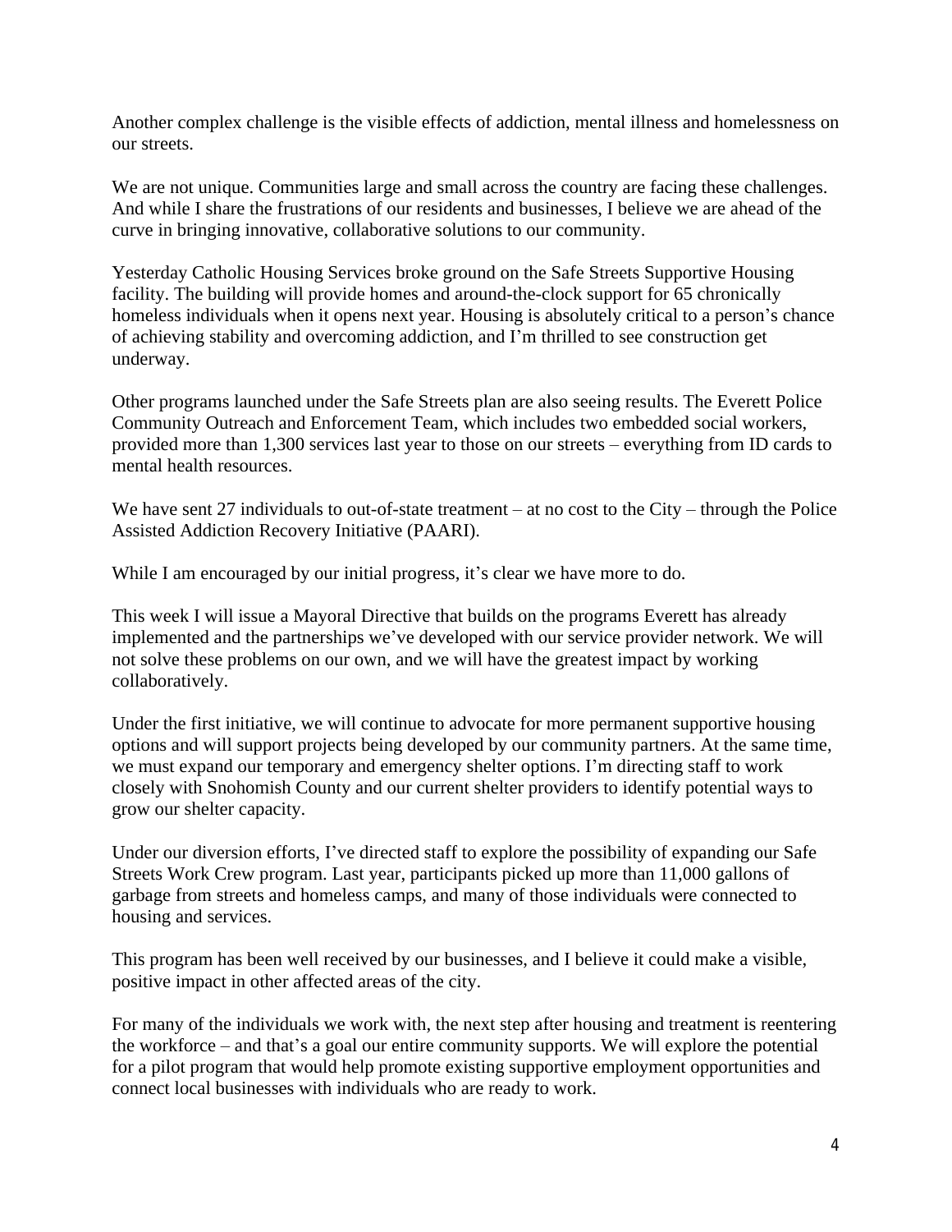Another complex challenge is the visible effects of addiction, mental illness and homelessness on our streets.

We are not unique. Communities large and small across the country are facing these challenges. And while I share the frustrations of our residents and businesses, I believe we are ahead of the curve in bringing innovative, collaborative solutions to our community.

Yesterday Catholic Housing Services broke ground on the Safe Streets Supportive Housing facility. The building will provide homes and around-the-clock support for 65 chronically homeless individuals when it opens next year. Housing is absolutely critical to a person's chance of achieving stability and overcoming addiction, and I'm thrilled to see construction get underway.

Other programs launched under the Safe Streets plan are also seeing results. The Everett Police Community Outreach and Enforcement Team, which includes two embedded social workers, provided more than 1,300 services last year to those on our streets – everything from ID cards to mental health resources.

We have sent 27 individuals to out-of-state treatment – at no cost to the City – through the Police Assisted Addiction Recovery Initiative (PAARI).

While I am encouraged by our initial progress, it's clear we have more to do.

This week I will issue a Mayoral Directive that builds on the programs Everett has already implemented and the partnerships we've developed with our service provider network. We will not solve these problems on our own, and we will have the greatest impact by working collaboratively.

Under the first initiative, we will continue to advocate for more permanent supportive housing options and will support projects being developed by our community partners. At the same time, we must expand our temporary and emergency shelter options. I'm directing staff to work closely with Snohomish County and our current shelter providers to identify potential ways to grow our shelter capacity.

Under our diversion efforts, I've directed staff to explore the possibility of expanding our Safe Streets Work Crew program. Last year, participants picked up more than 11,000 gallons of garbage from streets and homeless camps, and many of those individuals were connected to housing and services.

This program has been well received by our businesses, and I believe it could make a visible, positive impact in other affected areas of the city.

For many of the individuals we work with, the next step after housing and treatment is reentering the workforce – and that's a goal our entire community supports. We will explore the potential for a pilot program that would help promote existing supportive employment opportunities and connect local businesses with individuals who are ready to work.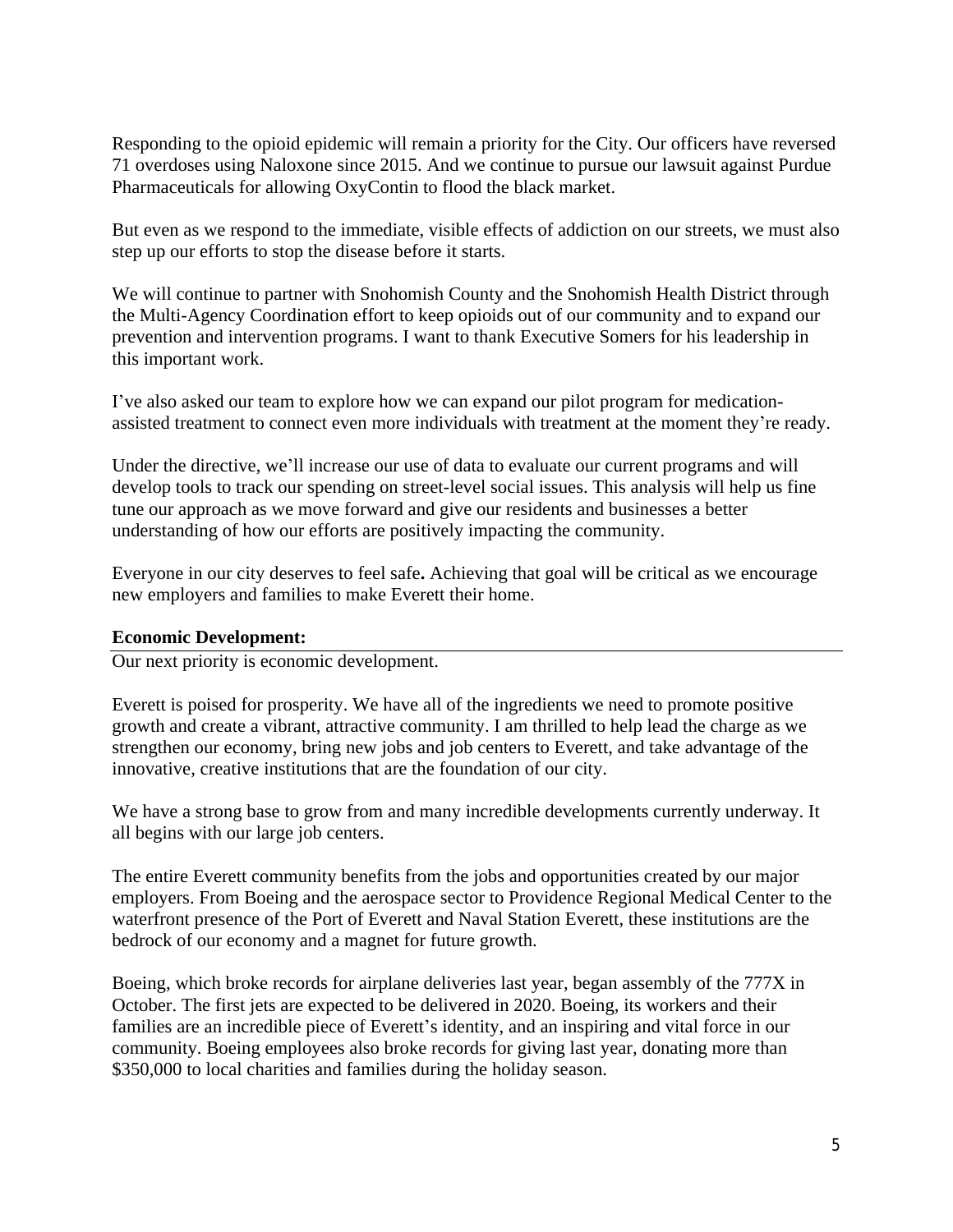Responding to the opioid epidemic will remain a priority for the City. Our officers have reversed 71 overdoses using Naloxone since 2015. And we continue to pursue our lawsuit against Purdue Pharmaceuticals for allowing OxyContin to flood the black market.

But even as we respond to the immediate, visible effects of addiction on our streets, we must also step up our efforts to stop the disease before it starts.

We will continue to partner with Snohomish County and the Snohomish Health District through the Multi-Agency Coordination effort to keep opioids out of our community and to expand our prevention and intervention programs. I want to thank Executive Somers for his leadership in this important work.

I've also asked our team to explore how we can expand our pilot program for medication-assisted treatment to connect even more individuals with treatment at the moment they're ready.

Under the directive, we'll increase our use of data to evaluate our current programs and will develop tools to track our spending on street-level social issues. This analysis will help us fine tune our approach as we move forward and give our residents and businesses a better understanding of how our efforts are positively impacting the community.

Everyone in our city deserves to feel safe**.** Achieving that goal will be critical as we encourage new employers and families to make Everett their home.

## Economic Development:

Our next priority is economic development.

Everett is poised for prosperity. We have all of the ingredients we need to promote positive growth and create a vibrant, attractive community. I am thrilled to help lead the charge as we strengthen our economy, bring new jobs and job centers to Everett, and take advantage of the innovative, creative institutions that are the foundation of our city.

We have a strong base to grow from and many incredible developments currently underway. It all begins with our large job centers.

The entire Everett community benefits from the jobs and opportunities created by our major employers. From Boeing and the aerospace sector to Providence Regional Medical Center to the waterfront presence of the Port of Everett and Naval Station Everett, these institutions are the bedrock of our economy and a magnet for future growth.

Boeing, which broke records for airplane deliveries last year, began assembly of the 777X in October. The first jets are expected to be delivered in 2020. Boeing, its workers and their families are an incredible piece of Everett's identity, and an inspiring and vital force in our community. Boeing employees also broke records for giving last year, donating more than $350,000 to local charities and families during the holiday season.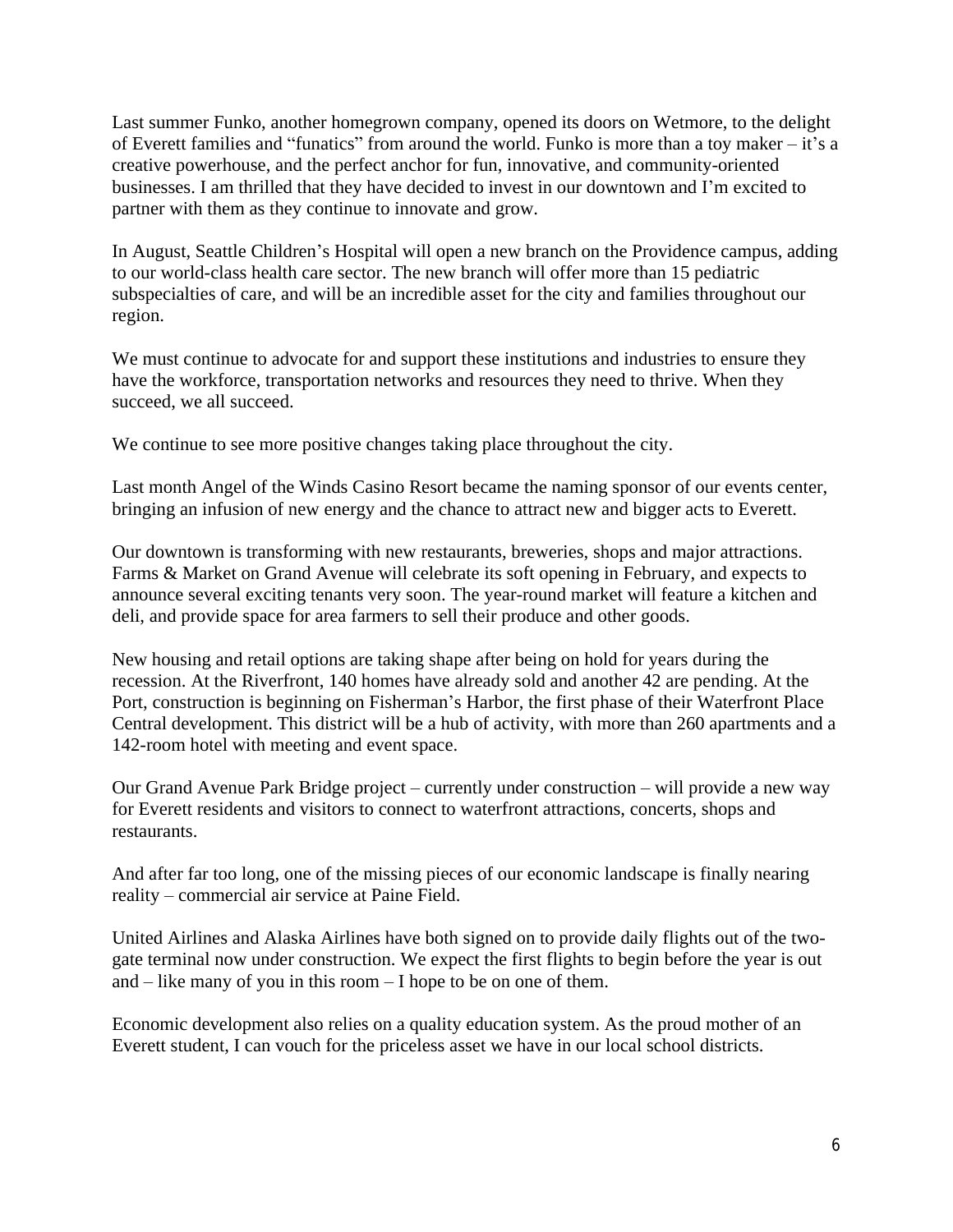Last summer Funko, another homegrown company, opened its doors on Wetmore, to the delight of Everett families and "funatics" from around the world. Funko is more than a toy maker – it's a creative powerhouse, and the perfect anchor for fun, innovative, and community-oriented businesses. I am thrilled that they have decided to invest in our downtown and I'm excited to partner with them as they continue to innovate and grow.

In August, Seattle Children's Hospital will open a new branch on the Providence campus, adding to our world-class health care sector. The new branch will offer more than 15 pediatric subspecialties of care, and will be an incredible asset for the city and families throughout our region.

We must continue to advocate for and support these institutions and industries to ensure they have the workforce, transportation networks and resources they need to thrive. When they succeed, we all succeed.

We continue to see more positive changes taking place throughout the city.

Last month Angel of the Winds Casino Resort became the naming sponsor of our events center, bringing an infusion of new energy and the chance to attract new and bigger acts to Everett.

Our downtown is transforming with new restaurants, breweries, shops and major attractions. Farms & Market on Grand Avenue will celebrate its soft opening in February, and expects to announce several exciting tenants very soon. The year-round market will feature a kitchen and deli, and provide space for area farmers to sell their produce and other goods.

New housing and retail options are taking shape after being on hold for years during the recession. At the Riverfront, 140 homes have already sold and another 42 are pending. At the Port, construction is beginning on Fisherman's Harbor, the first phase of their Waterfront Place Central development. This district will be a hub of activity, with more than 260 apartments and a 142-room hotel with meeting and event space.

Our Grand Avenue Park Bridge project – currently under construction – will provide a new way for Everett residents and visitors to connect to waterfront attractions, concerts, shops and restaurants.

And after far too long, one of the missing pieces of our economic landscape is finally nearing reality – commercial air service at Paine Field.

United Airlines and Alaska Airlines have both signed on to provide daily flights out of the two-gate terminal now under construction. We expect the first flights to begin before the year is out and – like many of you in this room – I hope to be on one of them.

Economic development also relies on a quality education system. As the proud mother of an Everett student, I can vouch for the priceless asset we have in our local school districts.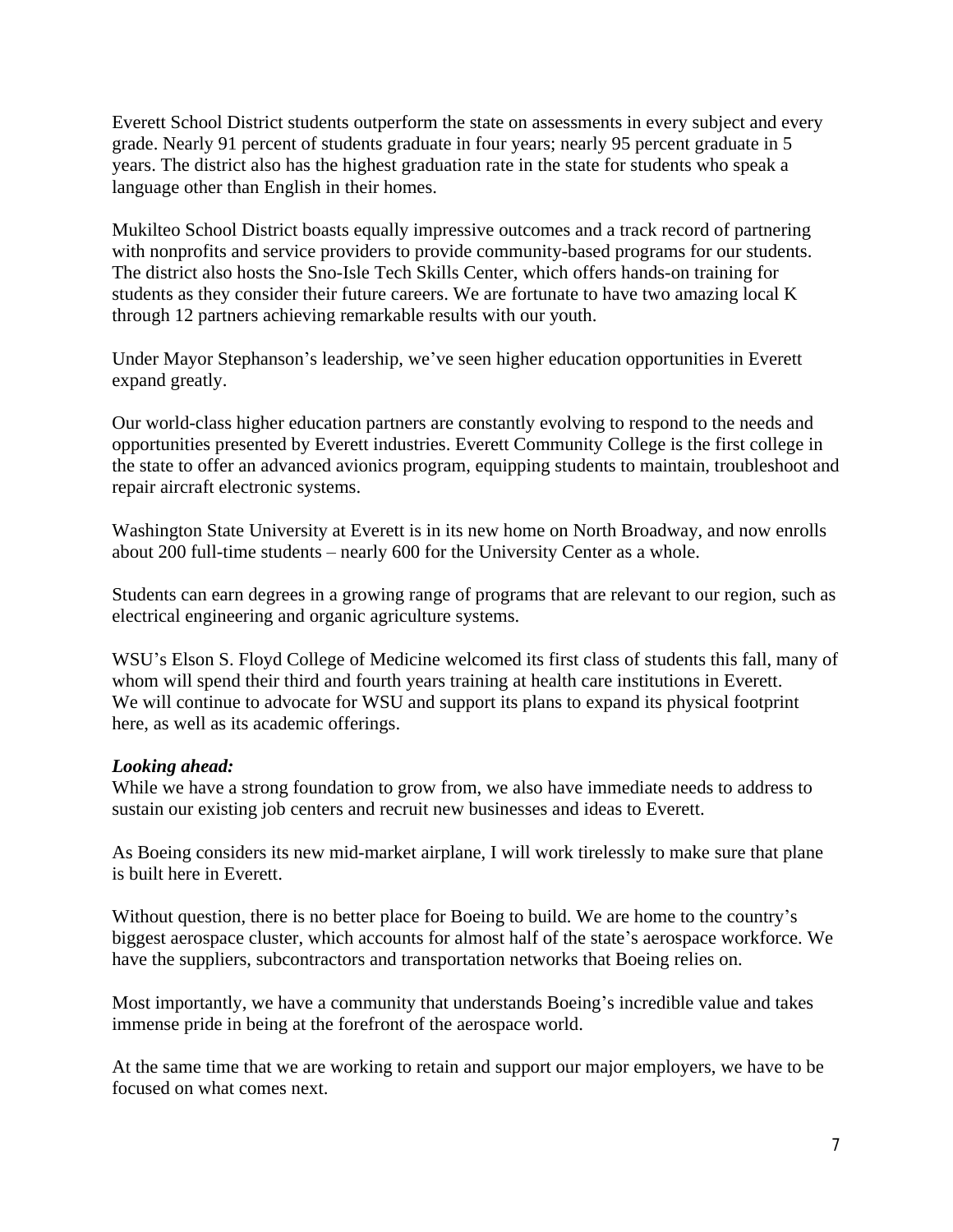Everett School District students outperform the state on assessments in every subject and every grade. Nearly 91 percent of students graduate in four years; nearly 95 percent graduate in 5 years. The district also has the highest graduation rate in the state for students who speak a language other than English in their homes.

Mukilteo School District boasts equally impressive outcomes and a track record of partnering with nonprofits and service providers to provide community-based programs for our students. The district also hosts the Sno-Isle Tech Skills Center, which offers hands-on training for students as they consider their future careers. We are fortunate to have two amazing local K through 12 partners achieving remarkable results with our youth.

Under Mayor Stephanson's leadership, we've seen higher education opportunities in Everett expand greatly.

Our world-class higher education partners are constantly evolving to respond to the needs and opportunities presented by Everett industries. Everett Community College is the first college in the state to offer an advanced avionics program, equipping students to maintain, troubleshoot and repair aircraft electronic systems.

Washington State University at Everett is in its new home on North Broadway, and now enrolls about 200 full-time students – nearly 600 for the University Center as a whole.

Students can earn degrees in a growing range of programs that are relevant to our region, such as electrical engineering and organic agriculture systems.

WSU's Elson S. Floyd College of Medicine welcomed its first class of students this fall, many of whom will spend their third and fourth years training at health care institutions in Everett. We will continue to advocate for WSU and support its plans to expand its physical footprint here, as well as its academic offerings.

***Looking ahead:***
While we have a strong foundation to grow from, we also have immediate needs to address to sustain our existing job centers and recruit new businesses and ideas to Everett.

As Boeing considers its new mid-market airplane, I will work tirelessly to make sure that plane is built here in Everett.

Without question, there is no better place for Boeing to build. We are home to the country's biggest aerospace cluster, which accounts for almost half of the state's aerospace workforce. We have the suppliers, subcontractors and transportation networks that Boeing relies on.

Most importantly, we have a community that understands Boeing's incredible value and takes immense pride in being at the forefront of the aerospace world.

At the same time that we are working to retain and support our major employers, we have to be focused on what comes next.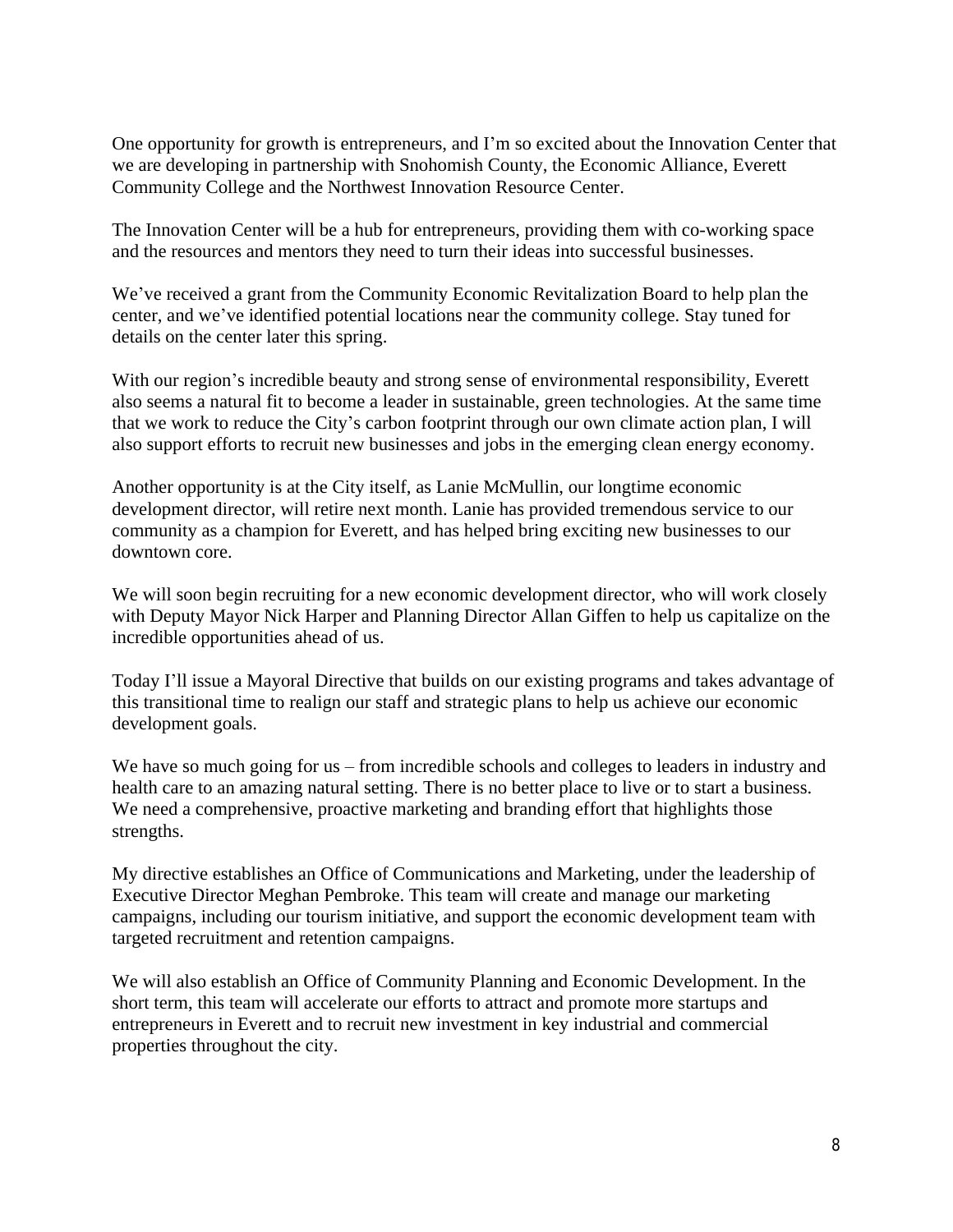One opportunity for growth is entrepreneurs, and I'm so excited about the Innovation Center that we are developing in partnership with Snohomish County, the Economic Alliance, Everett Community College and the Northwest Innovation Resource Center.

The Innovation Center will be a hub for entrepreneurs, providing them with co-working space and the resources and mentors they need to turn their ideas into successful businesses.

We've received a grant from the Community Economic Revitalization Board to help plan the center, and we've identified potential locations near the community college. Stay tuned for details on the center later this spring.

With our region's incredible beauty and strong sense of environmental responsibility, Everett also seems a natural fit to become a leader in sustainable, green technologies. At the same time that we work to reduce the City's carbon footprint through our own climate action plan, I will also support efforts to recruit new businesses and jobs in the emerging clean energy economy.

Another opportunity is at the City itself, as Lanie McMullin, our longtime economic development director, will retire next month. Lanie has provided tremendous service to our community as a champion for Everett, and has helped bring exciting new businesses to our downtown core.

We will soon begin recruiting for a new economic development director, who will work closely with Deputy Mayor Nick Harper and Planning Director Allan Giffen to help us capitalize on the incredible opportunities ahead of us.

Today I'll issue a Mayoral Directive that builds on our existing programs and takes advantage of this transitional time to realign our staff and strategic plans to help us achieve our economic development goals.

We have so much going for us – from incredible schools and colleges to leaders in industry and health care to an amazing natural setting. There is no better place to live or to start a business. We need a comprehensive, proactive marketing and branding effort that highlights those strengths.

My directive establishes an Office of Communications and Marketing, under the leadership of Executive Director Meghan Pembroke. This team will create and manage our marketing campaigns, including our tourism initiative, and support the economic development team with targeted recruitment and retention campaigns.

We will also establish an Office of Community Planning and Economic Development. In the short term, this team will accelerate our efforts to attract and promote more startups and entrepreneurs in Everett and to recruit new investment in key industrial and commercial properties throughout the city.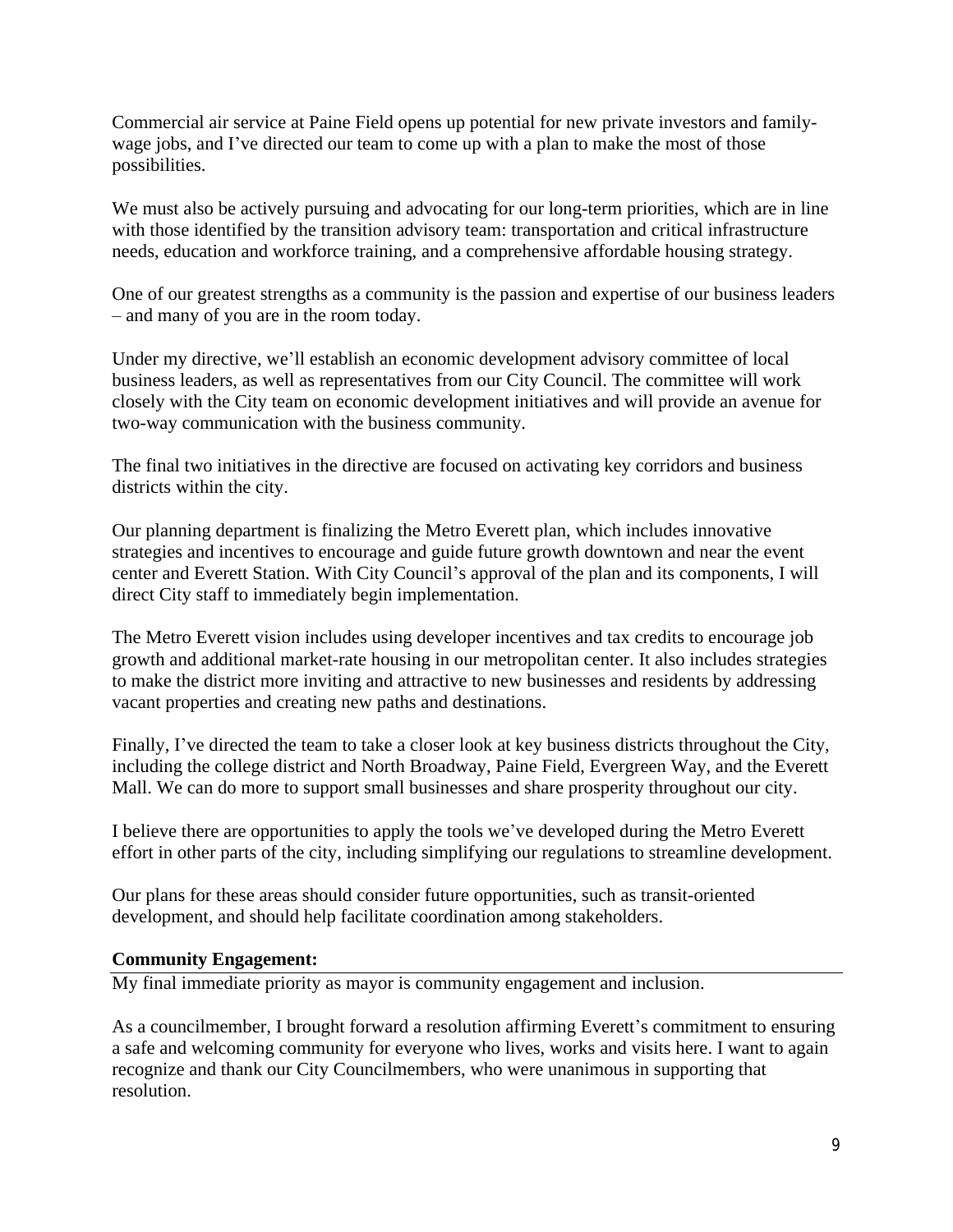Commercial air service at Paine Field opens up potential for new private investors and family-wage jobs, and I've directed our team to come up with a plan to make the most of those possibilities.

We must also be actively pursuing and advocating for our long-term priorities, which are in line with those identified by the transition advisory team: transportation and critical infrastructure needs, education and workforce training, and a comprehensive affordable housing strategy.

One of our greatest strengths as a community is the passion and expertise of our business leaders – and many of you are in the room today.

Under my directive, we'll establish an economic development advisory committee of local business leaders, as well as representatives from our City Council. The committee will work closely with the City team on economic development initiatives and will provide an avenue for two-way communication with the business community.

The final two initiatives in the directive are focused on activating key corridors and business districts within the city.

Our planning department is finalizing the Metro Everett plan, which includes innovative strategies and incentives to encourage and guide future growth downtown and near the event center and Everett Station. With City Council's approval of the plan and its components, I will direct City staff to immediately begin implementation.

The Metro Everett vision includes using developer incentives and tax credits to encourage job growth and additional market-rate housing in our metropolitan center. It also includes strategies to make the district more inviting and attractive to new businesses and residents by addressing vacant properties and creating new paths and destinations.

Finally, I've directed the team to take a closer look at key business districts throughout the City, including the college district and North Broadway, Paine Field, Evergreen Way, and the Everett Mall. We can do more to support small businesses and share prosperity throughout our city.

I believe there are opportunities to apply the tools we've developed during the Metro Everett effort in other parts of the city, including simplifying our regulations to streamline development.

Our plans for these areas should consider future opportunities, such as transit-oriented development, and should help facilitate coordination among stakeholders.

**Community Engagement:**

My final immediate priority as mayor is community engagement and inclusion.

As a councilmember, I brought forward a resolution affirming Everett's commitment to ensuring a safe and welcoming community for everyone who lives, works and visits here. I want to again recognize and thank our City Councilmembers, who were unanimous in supporting that resolution.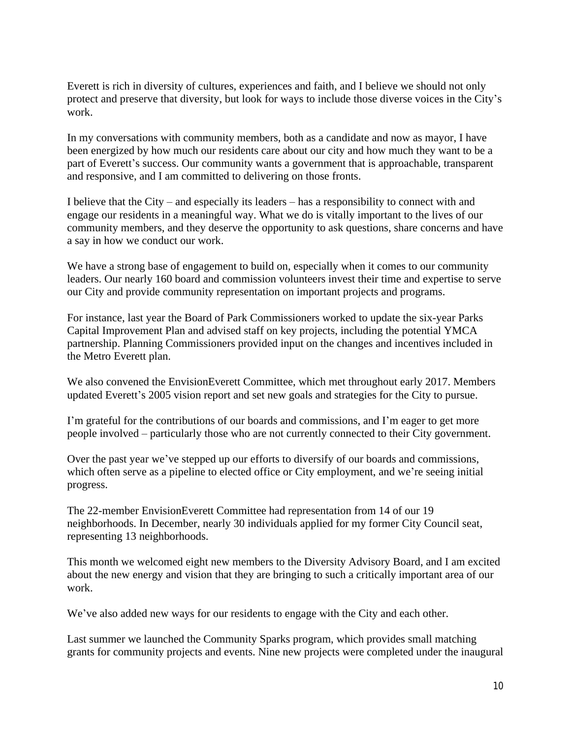Everett is rich in diversity of cultures, experiences and faith, and I believe we should not only protect and preserve that diversity, but look for ways to include those diverse voices in the City's work.

In my conversations with community members, both as a candidate and now as mayor, I have been energized by how much our residents care about our city and how much they want to be a part of Everett's success. Our community wants a government that is approachable, transparent and responsive, and I am committed to delivering on those fronts.

I believe that the City – and especially its leaders – has a responsibility to connect with and engage our residents in a meaningful way. What we do is vitally important to the lives of our community members, and they deserve the opportunity to ask questions, share concerns and have a say in how we conduct our work.

We have a strong base of engagement to build on, especially when it comes to our community leaders. Our nearly 160 board and commission volunteers invest their time and expertise to serve our City and provide community representation on important projects and programs.

For instance, last year the Board of Park Commissioners worked to update the six-year Parks Capital Improvement Plan and advised staff on key projects, including the potential YMCA partnership. Planning Commissioners provided input on the changes and incentives included in the Metro Everett plan.

We also convened the EnvisionEverett Committee, which met throughout early 2017. Members updated Everett's 2005 vision report and set new goals and strategies for the City to pursue.

I'm grateful for the contributions of our boards and commissions, and I'm eager to get more people involved – particularly those who are not currently connected to their City government.

Over the past year we've stepped up our efforts to diversify of our boards and commissions, which often serve as a pipeline to elected office or City employment, and we're seeing initial progress.

The 22-member EnvisionEverett Committee had representation from 14 of our 19 neighborhoods. In December, nearly 30 individuals applied for my former City Council seat, representing 13 neighborhoods.

This month we welcomed eight new members to the Diversity Advisory Board, and I am excited about the new energy and vision that they are bringing to such a critically important area of our work.

We've also added new ways for our residents to engage with the City and each other.

Last summer we launched the Community Sparks program, which provides small matching grants for community projects and events. Nine new projects were completed under the inaugural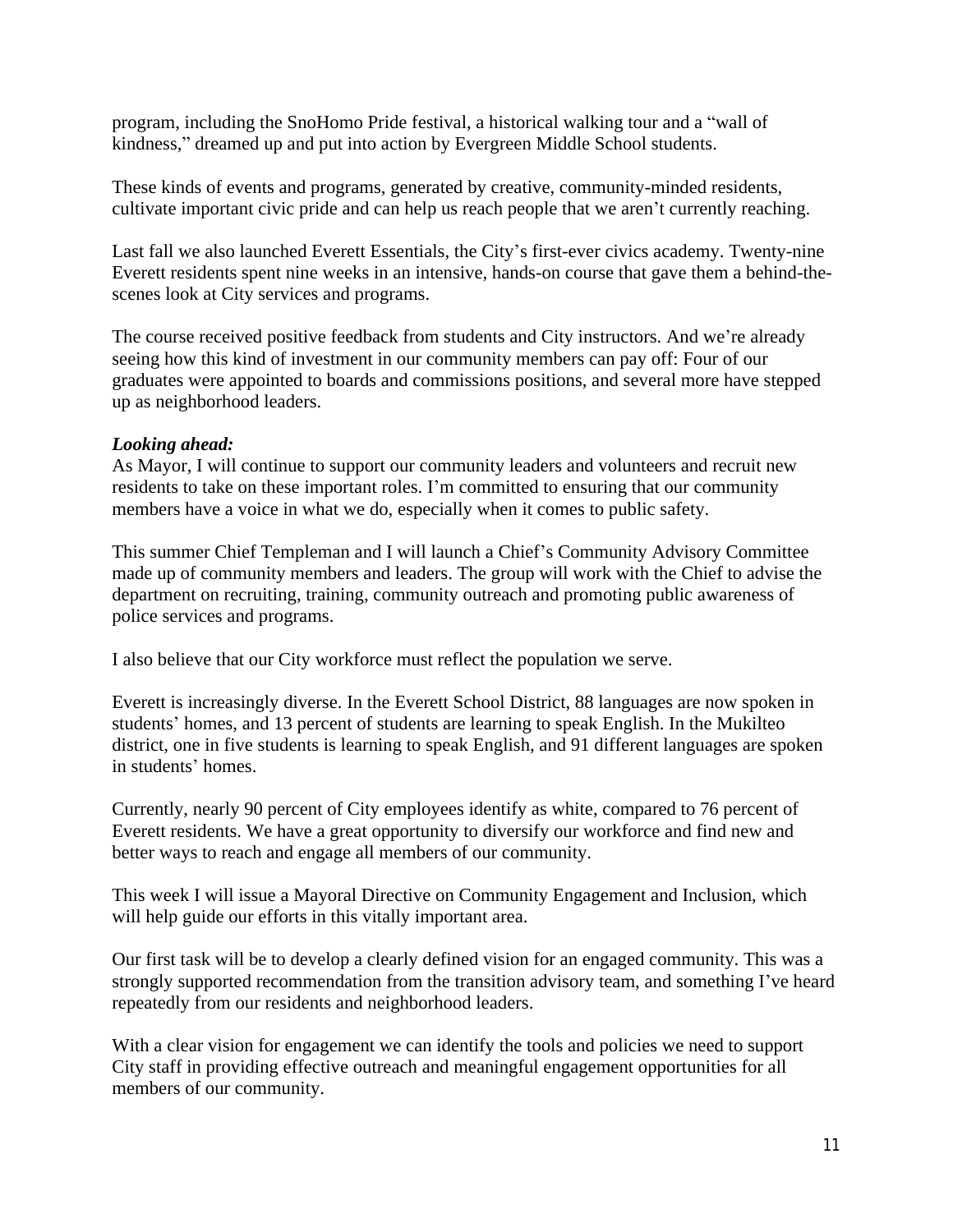program, including the SnoHomo Pride festival, a historical walking tour and a "wall of kindness," dreamed up and put into action by Evergreen Middle School students.

These kinds of events and programs, generated by creative, community-minded residents, cultivate important civic pride and can help us reach people that we aren't currently reaching.

Last fall we also launched Everett Essentials, the City's first-ever civics academy. Twenty-nine Everett residents spent nine weeks in an intensive, hands-on course that gave them a behind-the-scenes look at City services and programs.

The course received positive feedback from students and City instructors. And we're already seeing how this kind of investment in our community members can pay off: Four of our graduates were appointed to boards and commissions positions, and several more have stepped up as neighborhood leaders.

***Looking ahead:***

As Mayor, I will continue to support our community leaders and volunteers and recruit new residents to take on these important roles. I'm committed to ensuring that our community members have a voice in what we do, especially when it comes to public safety.

This summer Chief Templeman and I will launch a Chief's Community Advisory Committee made up of community members and leaders. The group will work with the Chief to advise the department on recruiting, training, community outreach and promoting public awareness of police services and programs.

I also believe that our City workforce must reflect the population we serve.

Everett is increasingly diverse. In the Everett School District, 88 languages are now spoken in students' homes, and 13 percent of students are learning to speak English. In the Mukilteo district, one in five students is learning to speak English, and 91 different languages are spoken in students' homes.

Currently, nearly 90 percent of City employees identify as white, compared to 76 percent of Everett residents. We have a great opportunity to diversify our workforce and find new and better ways to reach and engage all members of our community.

This week I will issue a Mayoral Directive on Community Engagement and Inclusion, which will help guide our efforts in this vitally important area.

Our first task will be to develop a clearly defined vision for an engaged community. This was a strongly supported recommendation from the transition advisory team, and something I've heard repeatedly from our residents and neighborhood leaders.

With a clear vision for engagement we can identify the tools and policies we need to support City staff in providing effective outreach and meaningful engagement opportunities for all members of our community.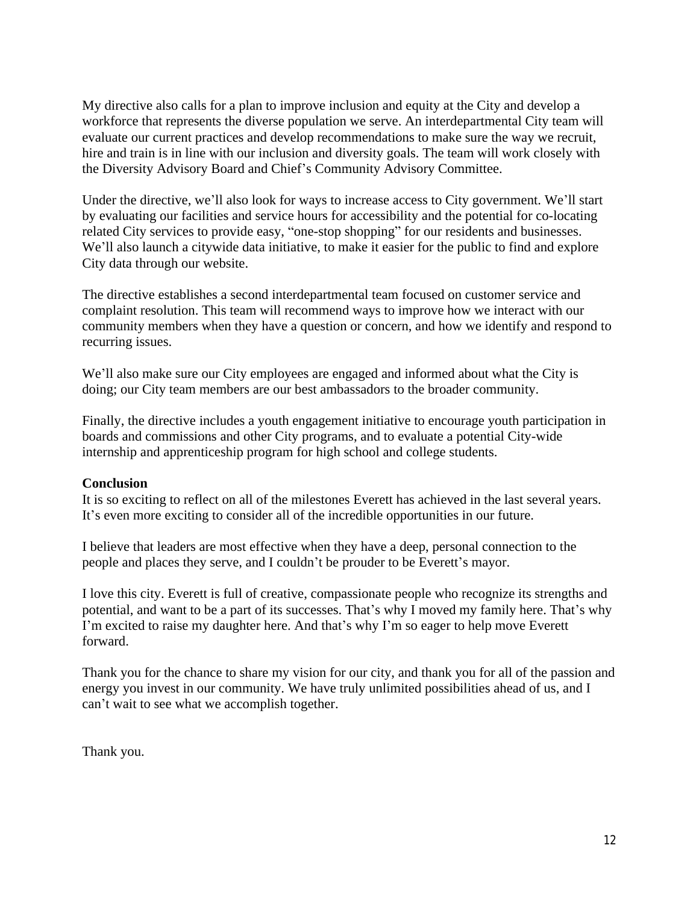My directive also calls for a plan to improve inclusion and equity at the City and develop a workforce that represents the diverse population we serve. An interdepartmental City team will evaluate our current practices and develop recommendations to make sure the way we recruit, hire and train is in line with our inclusion and diversity goals. The team will work closely with the Diversity Advisory Board and Chief's Community Advisory Committee.

Under the directive, we'll also look for ways to increase access to City government. We'll start by evaluating our facilities and service hours for accessibility and the potential for co-locating related City services to provide easy, "one-stop shopping" for our residents and businesses. We'll also launch a citywide data initiative, to make it easier for the public to find and explore City data through our website.

The directive establishes a second interdepartmental team focused on customer service and complaint resolution. This team will recommend ways to improve how we interact with our community members when they have a question or concern, and how we identify and respond to recurring issues.

We'll also make sure our City employees are engaged and informed about what the City is doing; our City team members are our best ambassadors to the broader community.

Finally, the directive includes a youth engagement initiative to encourage youth participation in boards and commissions and other City programs, and to evaluate a potential City-wide internship and apprenticeship program for high school and college students.

**Conclusion**

It is so exciting to reflect on all of the milestones Everett has achieved in the last several years. It's even more exciting to consider all of the incredible opportunities in our future.

I believe that leaders are most effective when they have a deep, personal connection to the people and places they serve, and I couldn't be prouder to be Everett's mayor.

I love this city. Everett is full of creative, compassionate people who recognize its strengths and potential, and want to be a part of its successes. That's why I moved my family here. That's why I'm excited to raise my daughter here. And that's why I'm so eager to help move Everett forward.

Thank you for the chance to share my vision for our city, and thank you for all of the passion and energy you invest in our community. We have truly unlimited possibilities ahead of us, and I can't wait to see what we accomplish together.

Thank you.